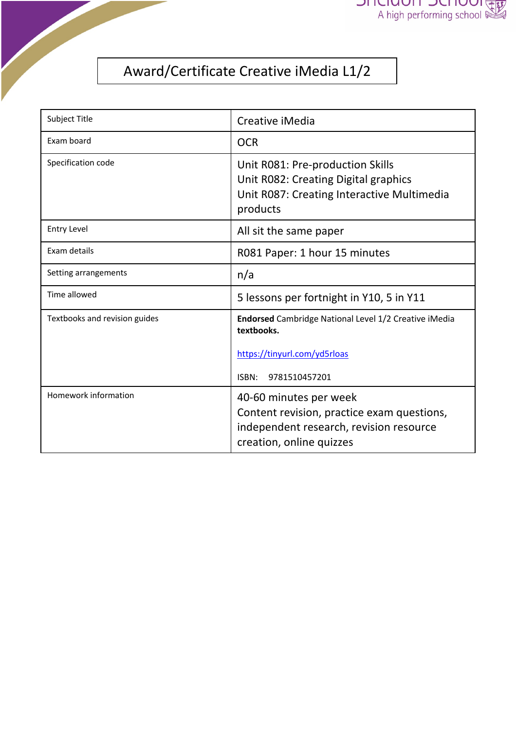# Award/Certificate Creative iMedia L1/2

| | |
|---|---|
| Subject Title | Creative iMedia |
| Exam board | OCR |
| Specification code | Unit R081: Pre-production Skills<br>Unit R082: Creating Digital graphics<br>Unit R087: Creating Interactive Multimedia products |
| Entry Level | All sit the same paper |
| Exam details | R081 Paper: 1 hour 15 minutes |
| Setting arrangements | n/a |
| Time allowed | 5 lessons per fortnight in Y10, 5 in Y11 |
| Textbooks and revision guides | **Endorsed** Cambridge National Level 1/2 Creative iMedia **textbooks.**<br><br>https://tinyurl.com/yd5rloas<br><br>ISBN: 9781510457201 |
| Homework information | 40-60 minutes per week<br>Content revision, practice exam questions, independent research, revision resource creation, online quizzes |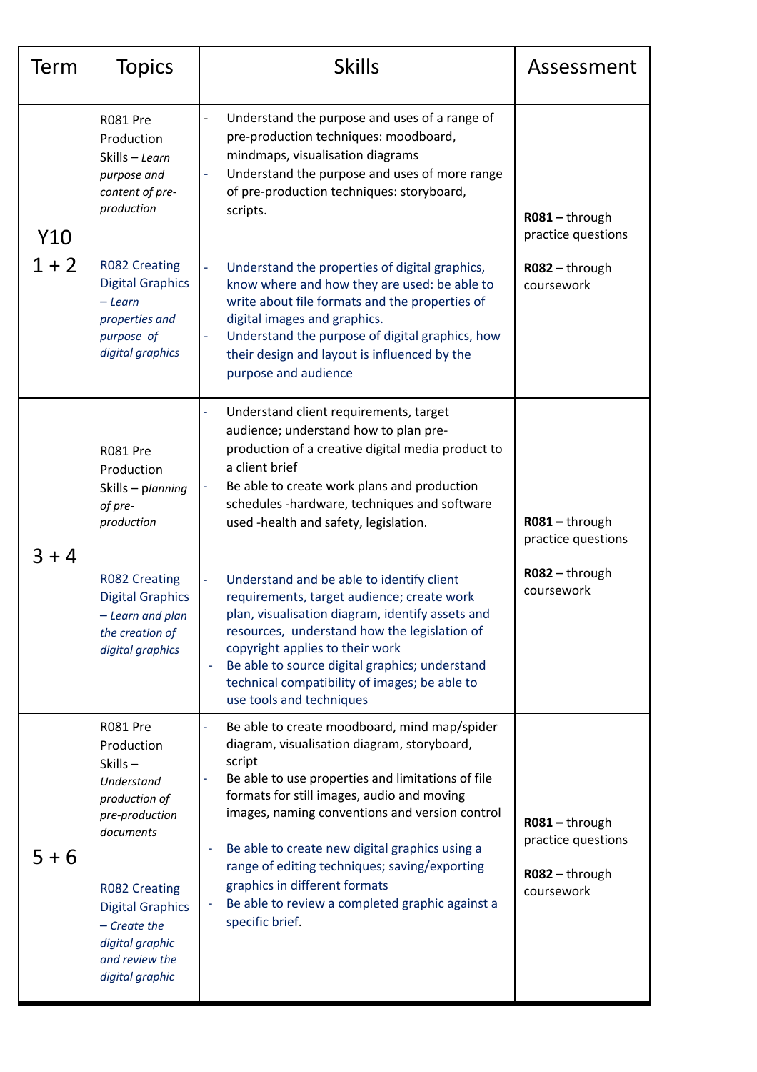| Term | Topics | Skills | Assessment |
|---|---|---|---|
| Y10 1 + 2 | R081 Pre Production Skills – *Learn purpose and content of pre-production*<br><br>R082 Creating Digital Graphics *– Learn properties and purpose of digital graphics* | - Understand the purpose and uses of a range of pre-production techniques: moodboard, mindmaps, visualisation diagrams<br>- Understand the purpose and uses of more range of pre-production techniques: storyboard, scripts.<br><br>- Understand the properties of digital graphics, know where and how they are used: be able to write about file formats and the properties of digital images and graphics.<br>- Understand the purpose of digital graphics, how their design and layout is influenced by the purpose and audience | **R081 –** through practice questions<br><br>**R082** – through coursework |
| 3 + 4 | R081 Pre Production Skills – p*lanning of pre-production*<br><br>R082 Creating Digital Graphics *– Learn and plan the creation of digital graphics* | - Understand client requirements, target audience; understand how to plan pre-production of a creative digital media product to a client brief<br>- Be able to create work plans and production schedules -hardware, techniques and software used -health and safety, legislation.<br><br>- Understand and be able to identify client requirements, target audience; create work plan, visualisation diagram, identify assets and resources, understand how the legislation of copyright applies to their work<br>- Be able to source digital graphics; understand technical compatibility of images; be able to use tools and techniques | **R081 –** through practice questions<br><br>**R082** – through coursework |
| 5 + 6 | R081 Pre Production Skills – *Understand production of pre-production documents*<br><br>R082 Creating Digital Graphics *– Create the digital graphic and review the digital graphic* | - Be able to create moodboard, mind map/spider diagram, visualisation diagram, storyboard, script<br>- Be able to use properties and limitations of file formats for still images, audio and moving images, naming conventions and version control<br><br>- Be able to create new digital graphics using a range of editing techniques; saving/exporting graphics in different formats<br>- Be able to review a completed graphic against a specific brief. | **R081 –** through practice questions<br><br>**R082** – through coursework |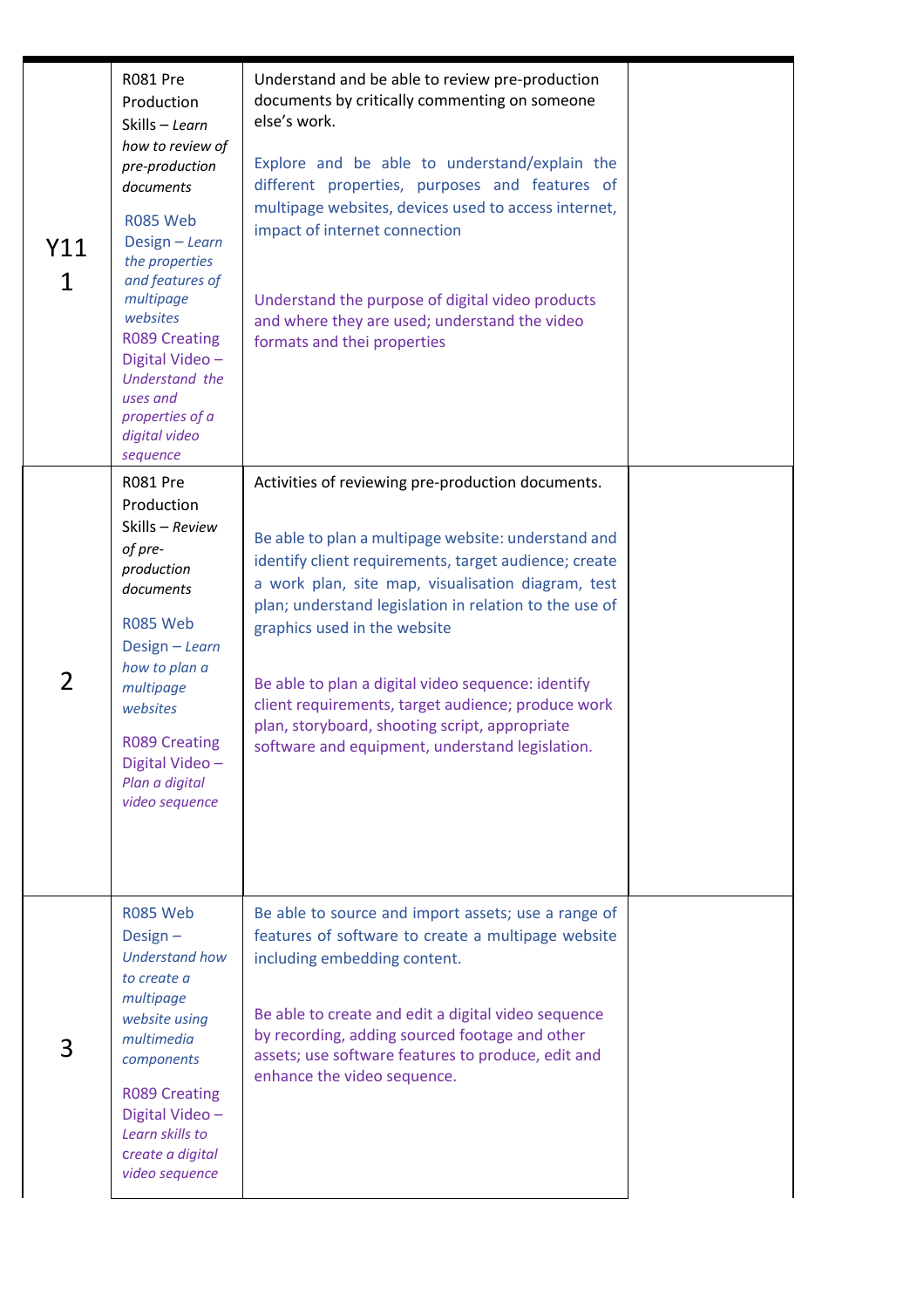| | | | |
|---|---|---|---|
| Y11 1 | R081 Pre Production Skills – *Learn how to review of pre-production documents*<br><br>R085 Web Design – *Learn the properties and features of multipage websites*<br>R089 Creating Digital Video – *Understand the uses and properties of a digital video sequence* | Understand and be able to review pre-production documents by critically commenting on someone else's work.<br><br>Explore and be able to understand/explain the different properties, purposes and features of multipage websites, devices used to access internet, impact of internet connection<br><br>Understand the purpose of digital video products and where they are used; understand the video formats and thei properties | |
| 2 | R081 Pre Production Skills – *Review of pre-production documents*<br><br>R085 Web Design – *Learn how to plan a multipage websites*<br><br>R089 Creating Digital Video – *Plan a digital video sequence* | Activities of reviewing pre-production documents.<br><br>Be able to plan a multipage website: understand and identify client requirements, target audience; create a work plan, site map, visualisation diagram, test plan; understand legislation in relation to the use of graphics used in the website<br><br>Be able to plan a digital video sequence: identify client requirements, target audience; produce work plan, storyboard, shooting script, appropriate software and equipment, understand legislation. | |
| 3 | R085 Web Design – *Understand how to create a multipage website using multimedia components*<br><br>R089 Creating Digital Video – *Learn skills to create a digital video sequence* | Be able to source and import assets; use a range of features of software to create a multipage website including embedding content.<br><br>Be able to create and edit a digital video sequence by recording, adding sourced footage and other assets; use software features to produce, edit and enhance the video sequence. | |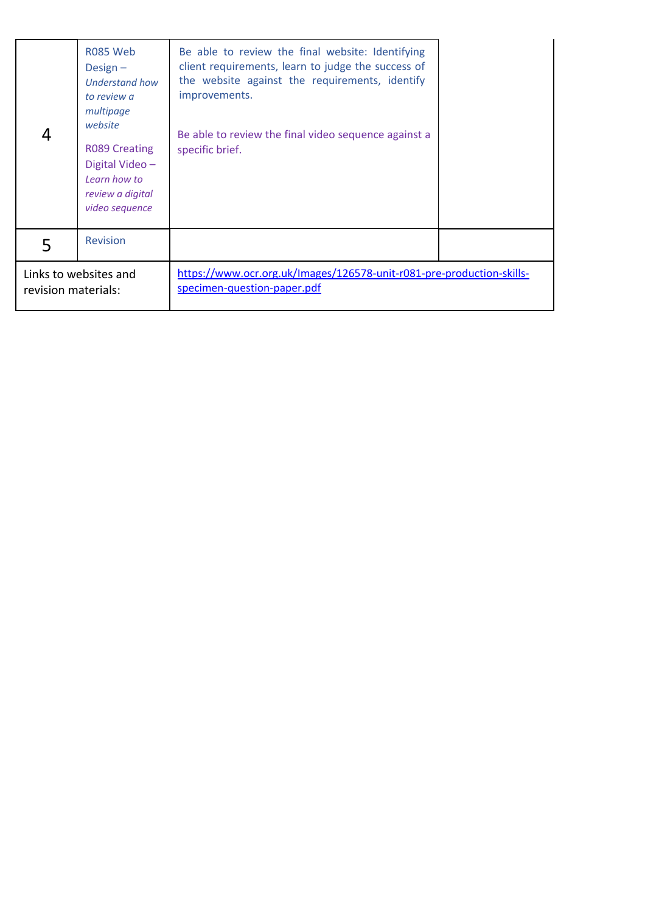| | | | |
|---|---|---|---|
| 4 | R085 Web Design – *Understand how to review a multipage website*<br><br>R089 Creating Digital Video – *Learn how to review a digital video sequence* | Be able to review the final website: Identifying client requirements, learn to judge the success of the website against the requirements, identify improvements.<br><br>Be able to review the final video sequence against a specific brief. | |
| 5 | Revision | | |
| Links to websites and revision materials: | | https://www.ocr.org.uk/Images/126578-unit-r081-pre-production-skills-specimen-question-paper.pdf | |